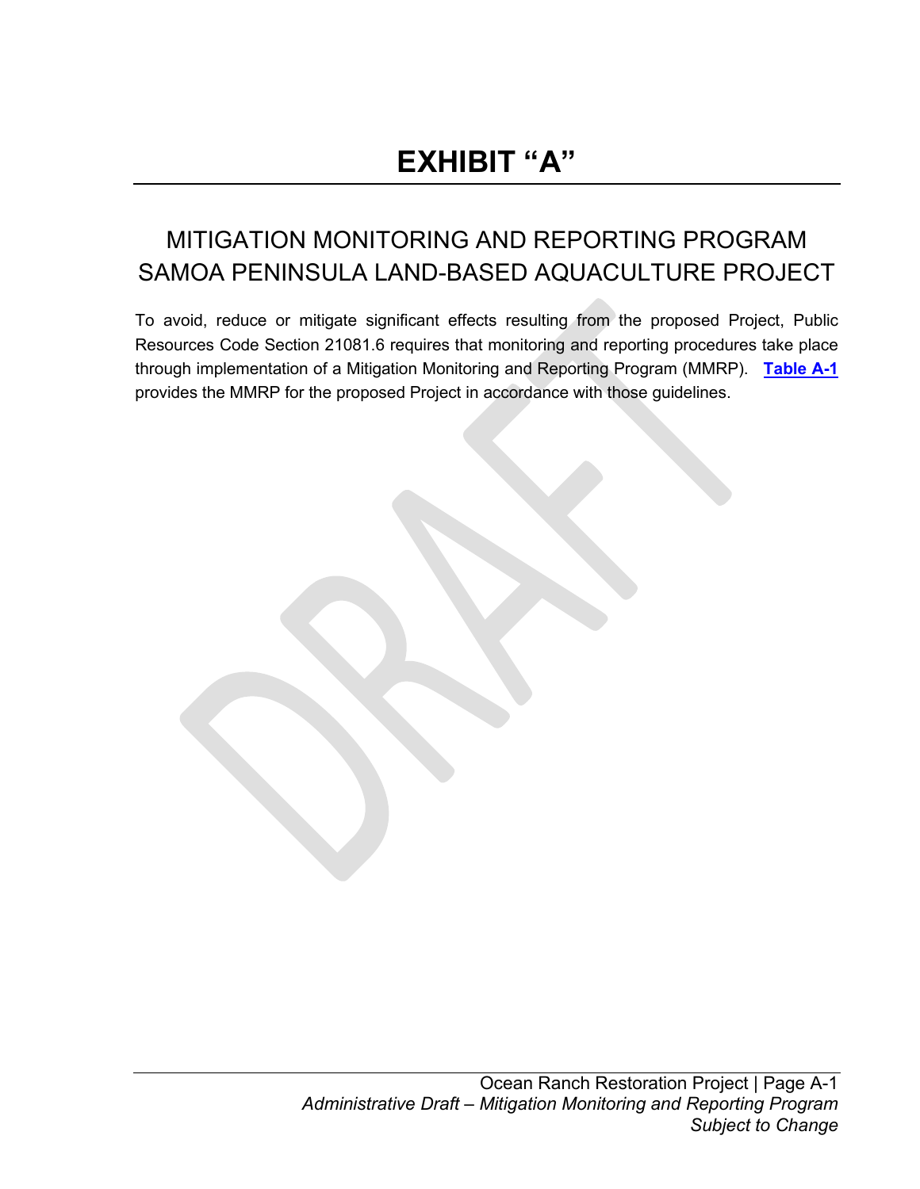# EXHIBIT "A"

## MITIGATION MONITORING AND REPORTING PROGRAM SAMOA PENINSULA LAND-BASED AQUACULTURE PROJECT

To avoid, reduce or mitigate significant effects resulting from the proposed Project, Public Resources Code Section 21081.6 requires that monitoring and reporting procedures take place through implementation of a Mitigation Monitoring and Reporting Program (MMRP). **Table A-1** provides the MMRP for the proposed Project in accordance with those guidelines.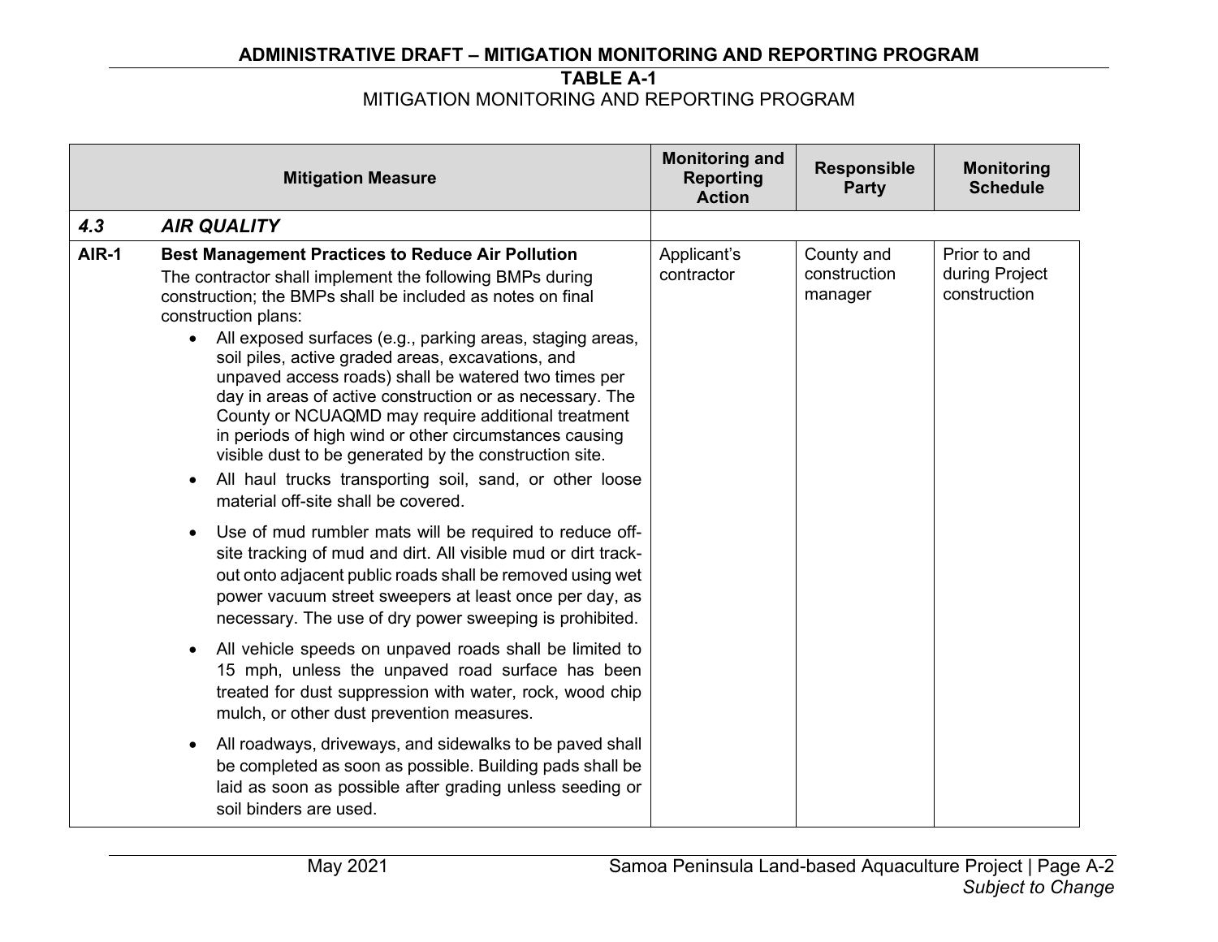ADMINISTRATIVE DRAFT – MITIGATION MONITORING AND REPORTING PROGRAM

**TABLE A-1**
MITIGATION MONITORING AND REPORTING PROGRAM

| | Mitigation Measure | Monitoring and Reporting Action | Responsible Party | Monitoring Schedule |
|---|---|---|---|---|
| ***4.3*** | ***AIR QUALITY*** | | | |
| **AIR-1** | **Best Management Practices to Reduce Air Pollution**<br>The contractor shall implement the following BMPs during construction; the BMPs shall be included as notes on final construction plans:<br>• All exposed surfaces (e.g., parking areas, staging areas, soil piles, active graded areas, excavations, and unpaved access roads) shall be watered two times per day in areas of active construction or as necessary. The County or NCUAQMD may require additional treatment in periods of high wind or other circumstances causing visible dust to be generated by the construction site.<br>• All haul trucks transporting soil, sand, or other loose material off-site shall be covered.<br>• Use of mud rumbler mats will be required to reduce off-site tracking of mud and dirt. All visible mud or dirt track-out onto adjacent public roads shall be removed using wet power vacuum street sweepers at least once per day, as necessary. The use of dry power sweeping is prohibited.<br>• All vehicle speeds on unpaved roads shall be limited to 15 mph, unless the unpaved road surface has been treated for dust suppression with water, rock, wood chip mulch, or other dust prevention measures.<br>• All roadways, driveways, and sidewalks to be paved shall be completed as soon as possible. Building pads shall be laid as soon as possible after grading unless seeding or soil binders are used. | Applicant's contractor | County and construction manager | Prior to and during Project construction |

May 2021 | Samoa Peninsula Land-based Aquaculture Project | Page A-2
*Subject to Change*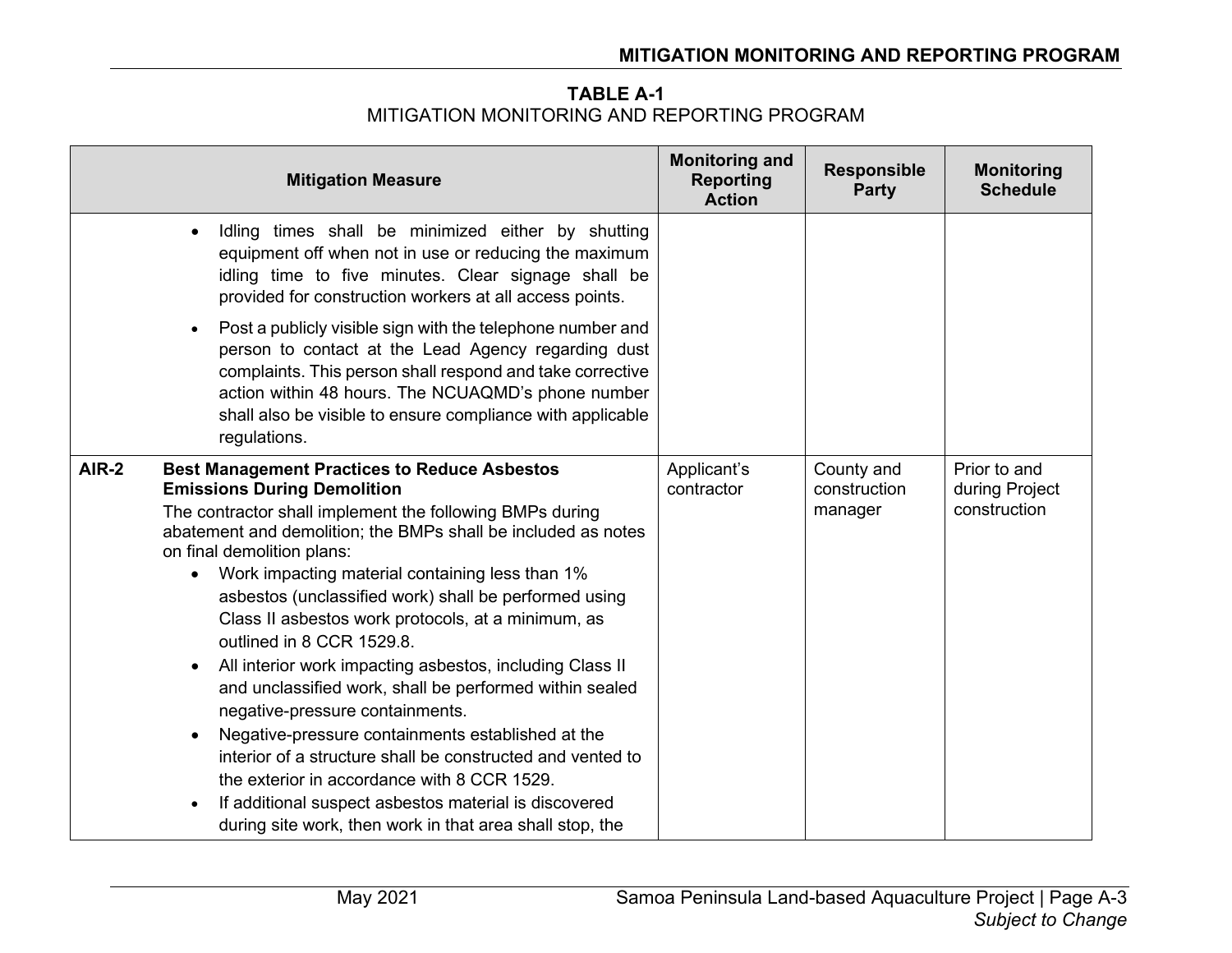**TABLE A-1**
MITIGATION MONITORING AND REPORTING PROGRAM

| Mitigation Measure | | Monitoring and Reporting Action | Responsible Party | Monitoring Schedule |
|---|---|---|---|---|
| | • Idling times shall be minimized either by shutting equipment off when not in use or reducing the maximum idling time to five minutes. Clear signage shall be provided for construction workers at all access points.<br>• Post a publicly visible sign with the telephone number and person to contact at the Lead Agency regarding dust complaints. This person shall respond and take corrective action within 48 hours. The NCUAQMD's phone number shall also be visible to ensure compliance with applicable regulations. | | | |
| **AIR-2** | **Best Management Practices to Reduce Asbestos Emissions During Demolition**<br>The contractor shall implement the following BMPs during abatement and demolition; the BMPs shall be included as notes on final demolition plans:<br>• Work impacting material containing less than 1% asbestos (unclassified work) shall be performed using Class II asbestos work protocols, at a minimum, as outlined in 8 CCR 1529.8.<br>• All interior work impacting asbestos, including Class II and unclassified work, shall be performed within sealed negative-pressure containments.<br>• Negative-pressure containments established at the interior of a structure shall be constructed and vented to the exterior in accordance with 8 CCR 1529.<br>• If additional suspect asbestos material is discovered during site work, then work in that area shall stop, the | Applicant's contractor | County and construction manager | Prior to and during Project construction |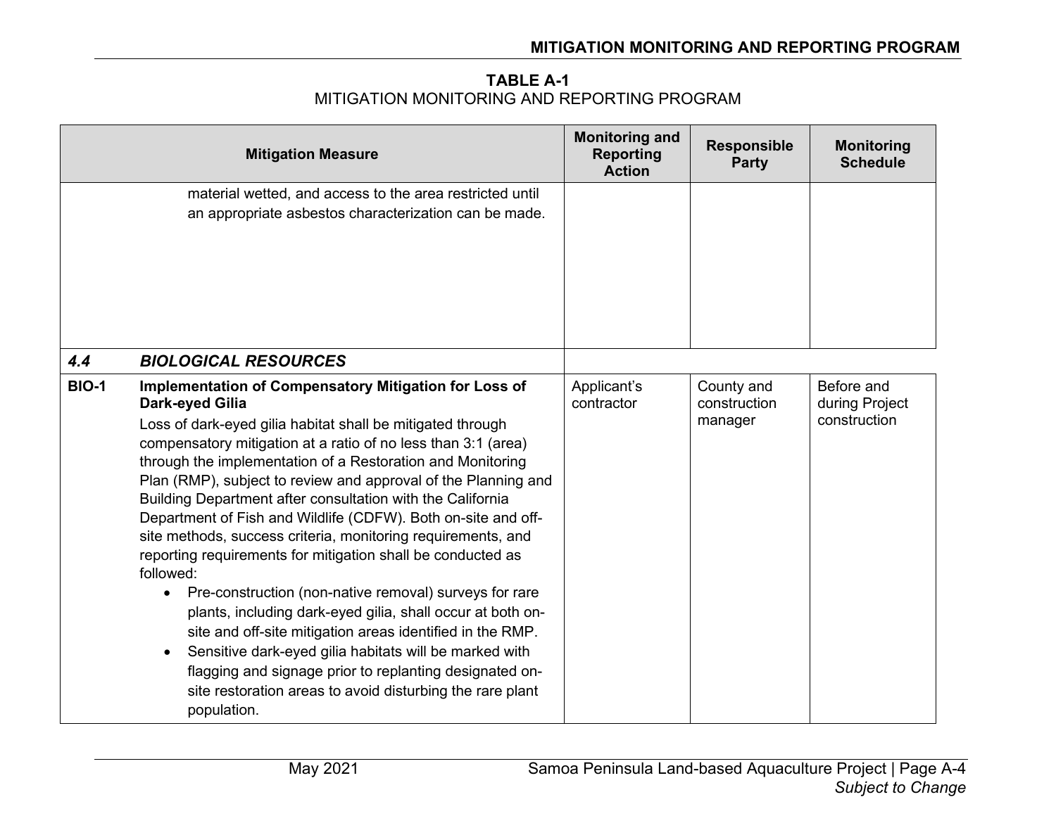**TABLE A-1**
MITIGATION MONITORING AND REPORTING PROGRAM

| Mitigation Measure | | Monitoring and Reporting Action | Responsible Party | Monitoring Schedule |
|---|---|---|---|---|
| | material wetted, and access to the area restricted until an appropriate asbestos characterization can be made. | | | |
| ***4.4*** | ***BIOLOGICAL RESOURCES*** | | | |
| **BIO-1** | **Implementation of Compensatory Mitigation for Loss of Dark-eyed Gilia**<br>Loss of dark-eyed gilia habitat shall be mitigated through compensatory mitigation at a ratio of no less than 3:1 (area) through the implementation of a Restoration and Monitoring Plan (RMP), subject to review and approval of the Planning and Building Department after consultation with the California Department of Fish and Wildlife (CDFW). Both on-site and off-site methods, success criteria, monitoring requirements, and reporting requirements for mitigation shall be conducted as followed:<br>• Pre-construction (non-native removal) surveys for rare plants, including dark-eyed gilia, shall occur at both on-site and off-site mitigation areas identified in the RMP.<br>• Sensitive dark-eyed gilia habitats will be marked with flagging and signage prior to replanting designated on-site restoration areas to avoid disturbing the rare plant population. | Applicant's contractor | County and construction manager | Before and during Project construction |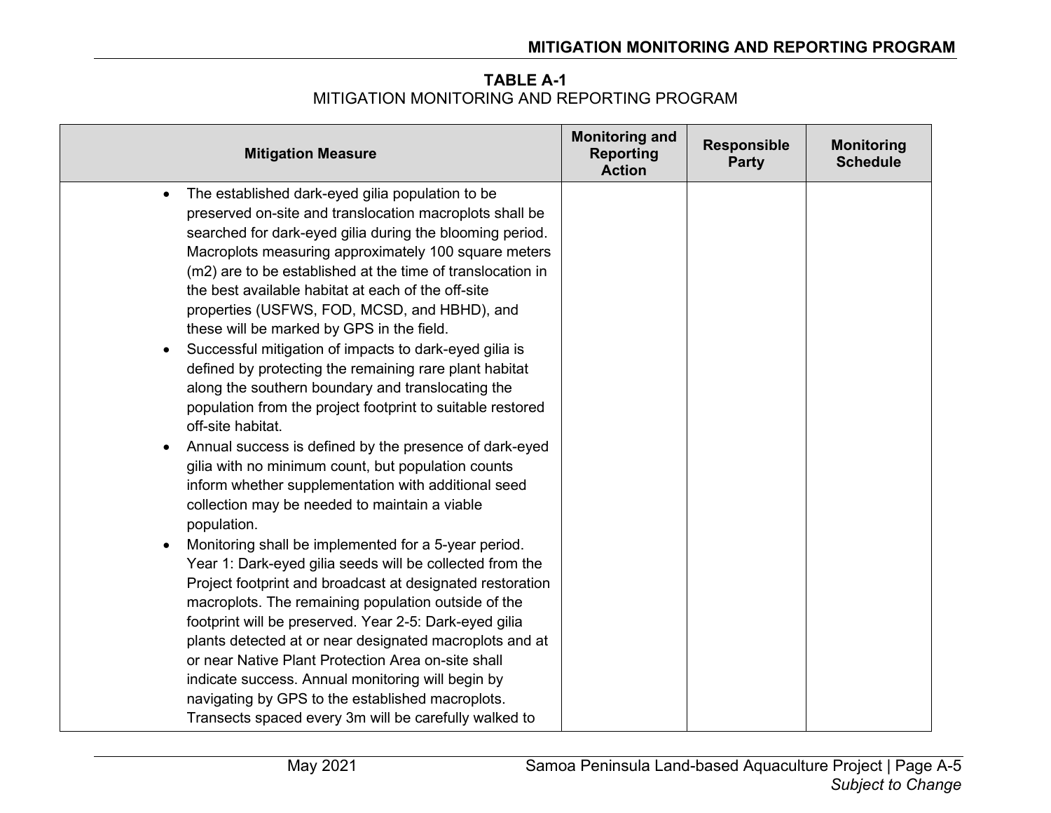**TABLE A-1**
MITIGATION MONITORING AND REPORTING PROGRAM

| Mitigation Measure | Monitoring and Reporting Action | Responsible Party | Monitoring Schedule |
|---|---|---|---|
| • The established dark-eyed gilia population to be preserved on-site and translocation macroplots shall be searched for dark-eyed gilia during the blooming period. Macroplots measuring approximately 100 square meters (m2) are to be established at the time of translocation in the best available habitat at each of the off-site properties (USFWS, FOD, MCSD, and HBHD), and these will be marked by GPS in the field.<br>• Successful mitigation of impacts to dark-eyed gilia is defined by protecting the remaining rare plant habitat along the southern boundary and translocating the population from the project footprint to suitable restored off-site habitat.<br>• Annual success is defined by the presence of dark-eyed gilia with no minimum count, but population counts inform whether supplementation with additional seed collection may be needed to maintain a viable population.<br>• Monitoring shall be implemented for a 5-year period. Year 1: Dark-eyed gilia seeds will be collected from the Project footprint and broadcast at designated restoration macroplots. The remaining population outside of the footprint will be preserved. Year 2-5: Dark-eyed gilia plants detected at or near designated macroplots and at or near Native Plant Protection Area on-site shall indicate success. Annual monitoring will begin by navigating by GPS to the established macroplots. Transects spaced every 3m will be carefully walked to | | | |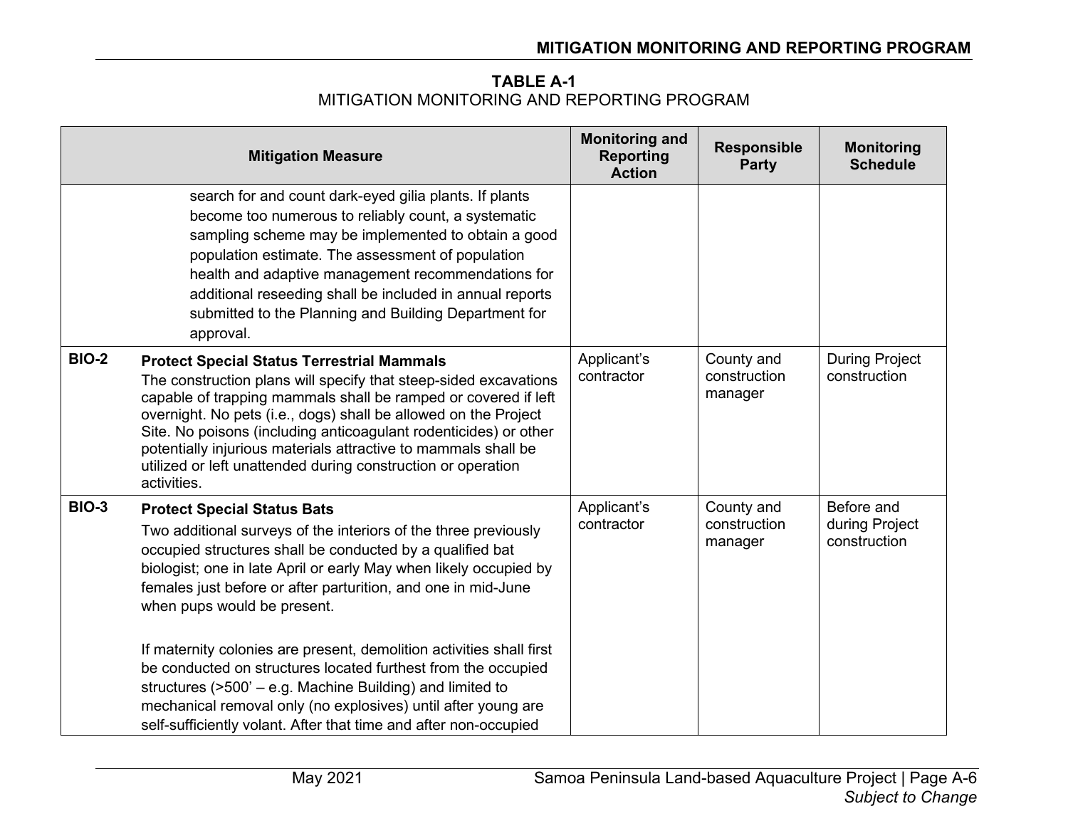**TABLE A-1**
MITIGATION MONITORING AND REPORTING PROGRAM

| | Mitigation Measure | Monitoring and Reporting Action | Responsible Party | Monitoring Schedule |
|---|---|---|---|---|
| | search for and count dark-eyed gilia plants. If plants become too numerous to reliably count, a systematic sampling scheme may be implemented to obtain a good population estimate. The assessment of population health and adaptive management recommendations for additional reseeding shall be included in annual reports submitted to the Planning and Building Department for approval. | | | |
| **BIO-2** | **Protect Special Status Terrestrial Mammals** The construction plans will specify that steep-sided excavations capable of trapping mammals shall be ramped or covered if left overnight. No pets (i.e., dogs) shall be allowed on the Project Site. No poisons (including anticoagulant rodenticides) or other potentially injurious materials attractive to mammals shall be utilized or left unattended during construction or operation activities. | Applicant's contractor | County and construction manager | During Project construction |
| **BIO-3** | **Protect Special Status Bats** Two additional surveys of the interiors of the three previously occupied structures shall be conducted by a qualified bat biologist; one in late April or early May when likely occupied by females just before or after parturition, and one in mid-June when pups would be present. <br><br> If maternity colonies are present, demolition activities shall first be conducted on structures located furthest from the occupied structures (>500' – e.g. Machine Building) and limited to mechanical removal only (no explosives) until after young are self-sufficiently volant. After that time and after non-occupied | Applicant's contractor | County and construction manager | Before and during Project construction |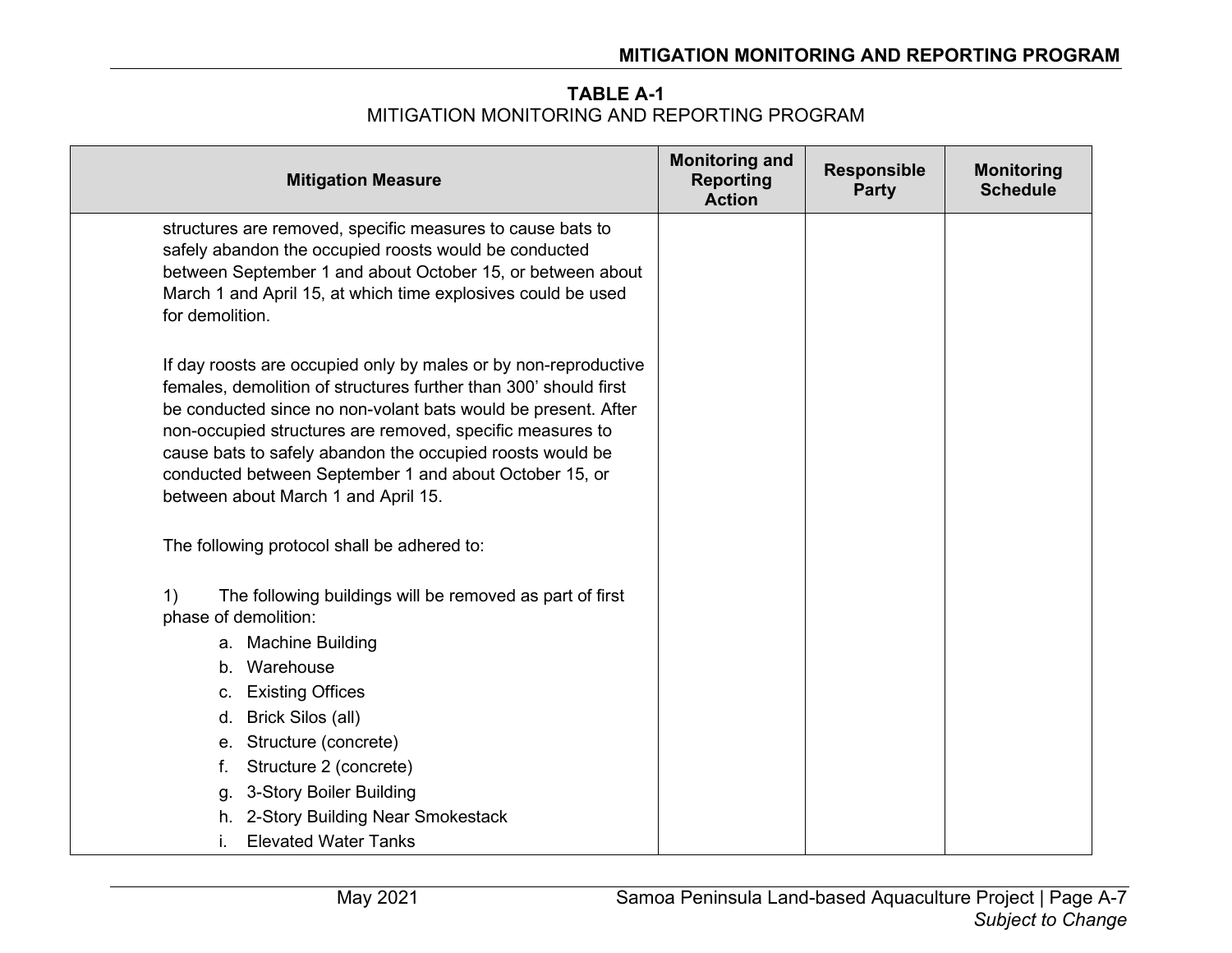**TABLE A-1**
MITIGATION MONITORING AND REPORTING PROGRAM

| Mitigation Measure | Monitoring and Reporting Action | Responsible Party | Monitoring Schedule |
|---|---|---|---|
| structures are removed, specific measures to cause bats to safely abandon the occupied roosts would be conducted between September 1 and about October 15, or between about March 1 and April 15, at which time explosives could be used for demolition.<br><br>If day roosts are occupied only by males or by non-reproductive females, demolition of structures further than 300' should first be conducted since no non-volant bats would be present. After non-occupied structures are removed, specific measures to cause bats to safely abandon the occupied roosts would be conducted between September 1 and about October 15, or between about March 1 and April 15.<br><br>The following protocol shall be adhered to:<br><br>1) The following buildings will be removed as part of first phase of demolition:<br>a. Machine Building<br>b. Warehouse<br>c. Existing Offices<br>d. Brick Silos (all)<br>e. Structure (concrete)<br>f. Structure 2 (concrete)<br>g. 3-Story Boiler Building<br>h. 2-Story Building Near Smokestack<br>i. Elevated Water Tanks | | | |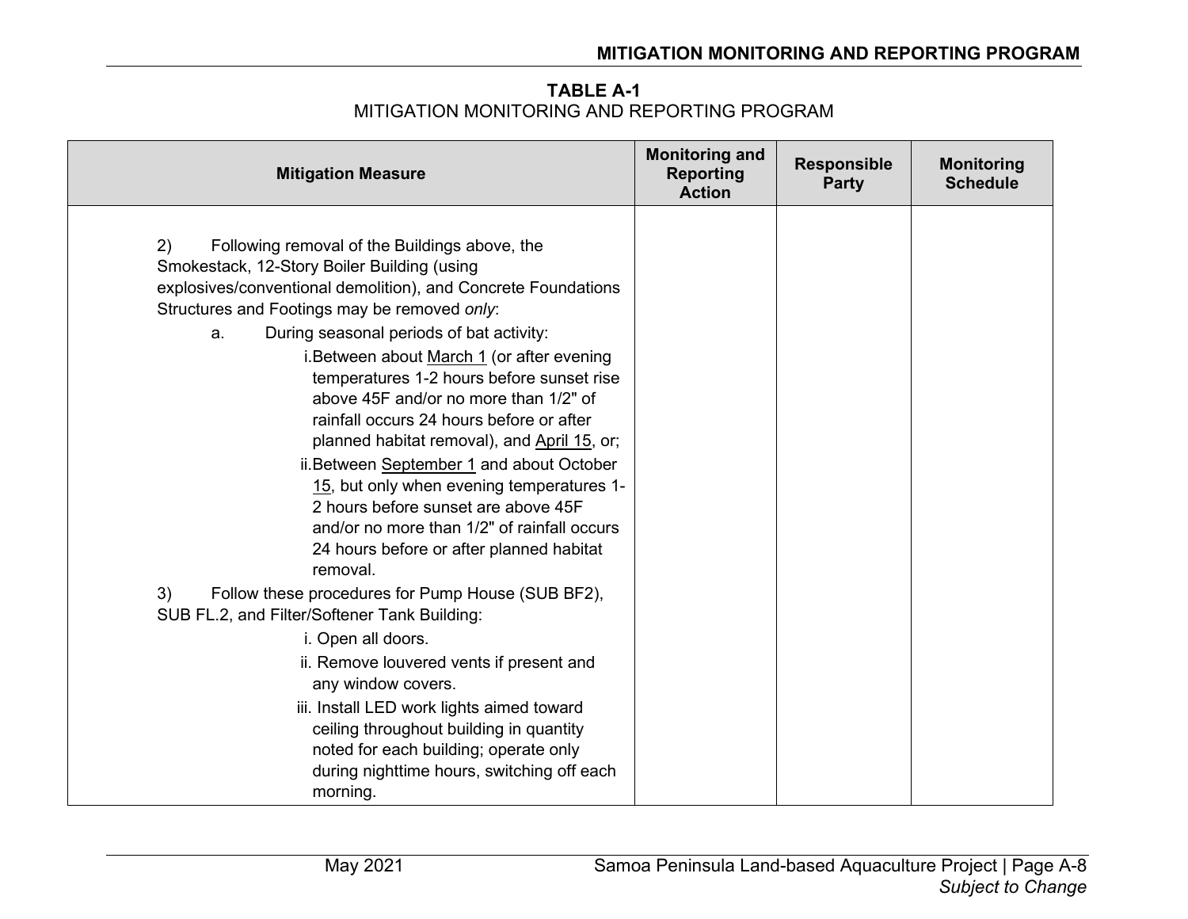**TABLE A-1**
MITIGATION MONITORING AND REPORTING PROGRAM

| Mitigation Measure | Monitoring and Reporting Action | Responsible Party | Monitoring Schedule |
|---|---|---|---|
| 2) Following removal of the Buildings above, the Smokestack, 12-Story Boiler Building (using explosives/conventional demolition), and Concrete Foundations Structures and Footings may be removed *only*:<br>a. During seasonal periods of bat activity:<br>i. Between about March 1 (or after evening temperatures 1-2 hours before sunset rise above 45F and/or no more than 1/2" of rainfall occurs 24 hours before or after planned habitat removal), and April 15, or;<br>ii. Between September 1 and about October 15, but only when evening temperatures 1-2 hours before sunset are above 45F and/or no more than 1/2" of rainfall occurs 24 hours before or after planned habitat removal.<br>3) Follow these procedures for Pump House (SUB BF2), SUB FL.2, and Filter/Softener Tank Building:<br>i. Open all doors.<br>ii. Remove louvered vents if present and any window covers.<br>iii. Install LED work lights aimed toward ceiling throughout building in quantity noted for each building; operate only during nighttime hours, switching off each morning. | | | |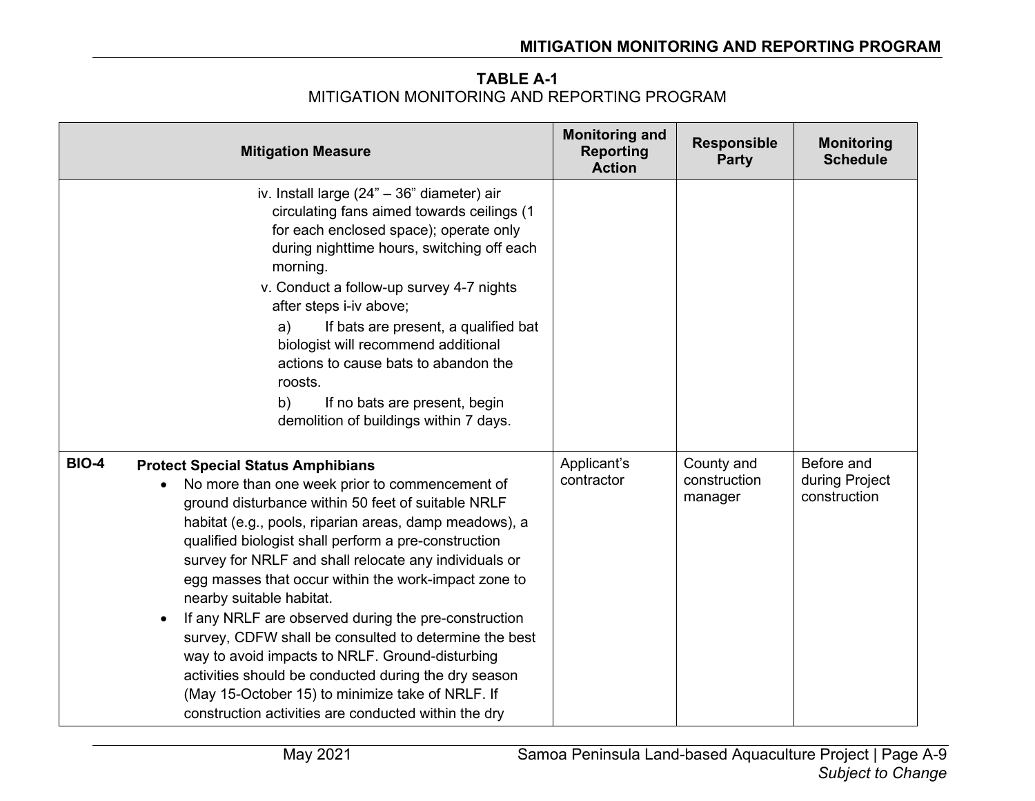**TABLE A-1**
MITIGATION MONITORING AND REPORTING PROGRAM

| Mitigation Measure | Monitoring and Reporting Action | Responsible Party | Monitoring Schedule |
| --- | --- | --- | --- |
| iv. Install large (24" – 36" diameter) air circulating fans aimed towards ceilings (1 for each enclosed space); operate only during nighttime hours, switching off each morning.<br>v. Conduct a follow-up survey 4-7 nights after steps i-iv above;<br>a) If bats are present, a qualified bat biologist will recommend additional actions to cause bats to abandon the roosts.<br>b) If no bats are present, begin demolition of buildings within 7 days. | | | |
| **BIO-4** **Protect Special Status Amphibians**<br>• No more than one week prior to commencement of ground disturbance within 50 feet of suitable NRLF habitat (e.g., pools, riparian areas, damp meadows), a qualified biologist shall perform a pre-construction survey for NRLF and shall relocate any individuals or egg masses that occur within the work-impact zone to nearby suitable habitat.<br>• If any NRLF are observed during the pre-construction survey, CDFW shall be consulted to determine the best way to avoid impacts to NRLF. Ground-disturbing activities should be conducted during the dry season (May 15-October 15) to minimize take of NRLF. If construction activities are conducted within the dry | Applicant's contractor | County and construction manager | Before and during Project construction |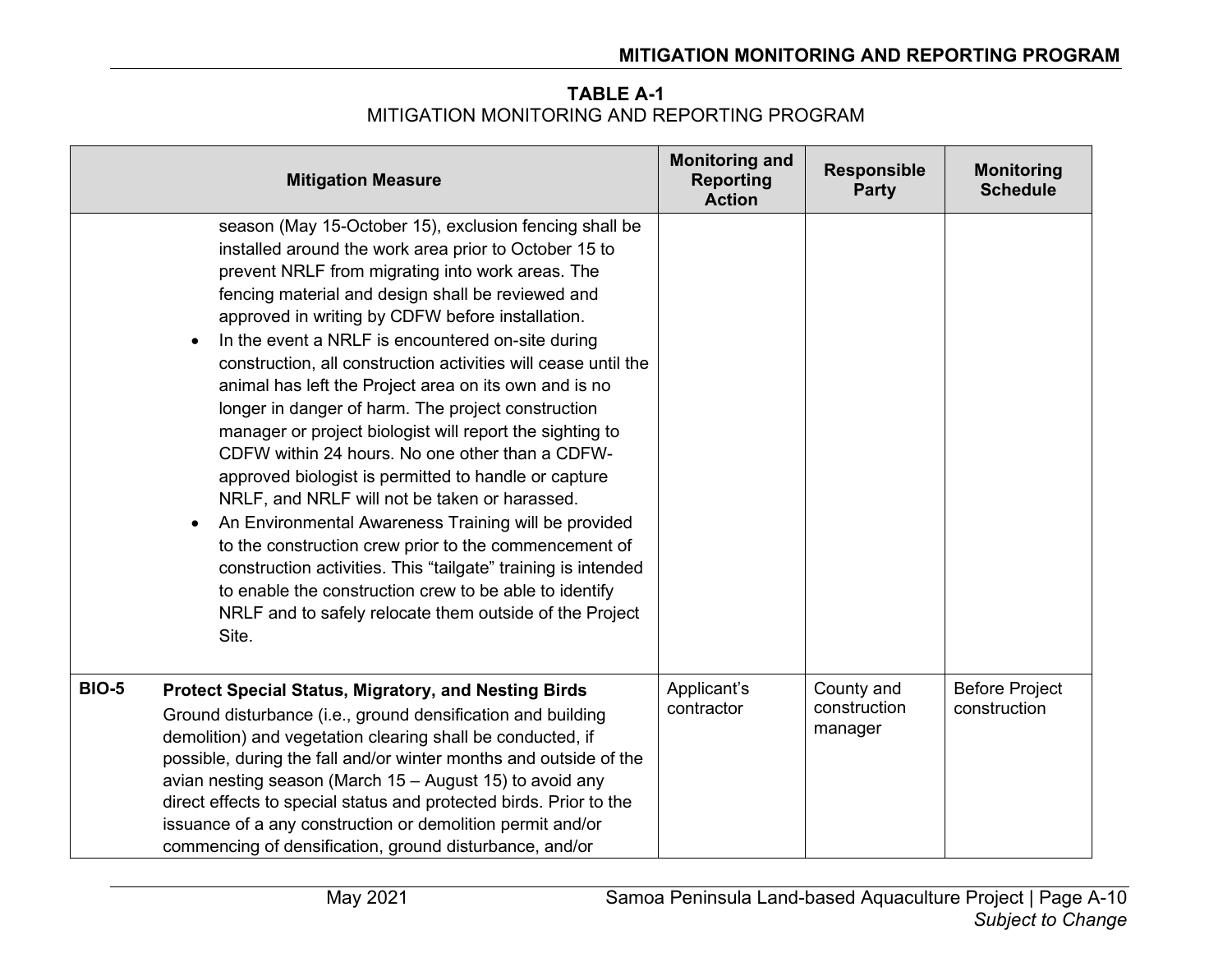**TABLE A-1**
MITIGATION MONITORING AND REPORTING PROGRAM

| | Mitigation Measure | Monitoring and Reporting Action | Responsible Party | Monitoring Schedule |
|---|---|---|---|---|
| | season (May 15-October 15), exclusion fencing shall be installed around the work area prior to October 15 to prevent NRLF from migrating into work areas. The fencing material and design shall be reviewed and approved in writing by CDFW before installation.<br>• In the event a NRLF is encountered on-site during construction, all construction activities will cease until the animal has left the Project area on its own and is no longer in danger of harm. The project construction manager or project biologist will report the sighting to CDFW within 24 hours. No one other than a CDFW-approved biologist is permitted to handle or capture NRLF, and NRLF will not be taken or harassed.<br>• An Environmental Awareness Training will be provided to the construction crew prior to the commencement of construction activities. This "tailgate" training is intended to enable the construction crew to be able to identify NRLF and to safely relocate them outside of the Project Site. | | | |
| **BIO-5** | **Protect Special Status, Migratory, and Nesting Birds**<br>Ground disturbance (i.e., ground densification and building demolition) and vegetation clearing shall be conducted, if possible, during the fall and/or winter months and outside of the avian nesting season (March 15 – August 15) to avoid any direct effects to special status and protected birds. Prior to the issuance of a any construction or demolition permit and/or commencing of densification, ground disturbance, and/or | Applicant's contractor | County and construction manager | Before Project construction |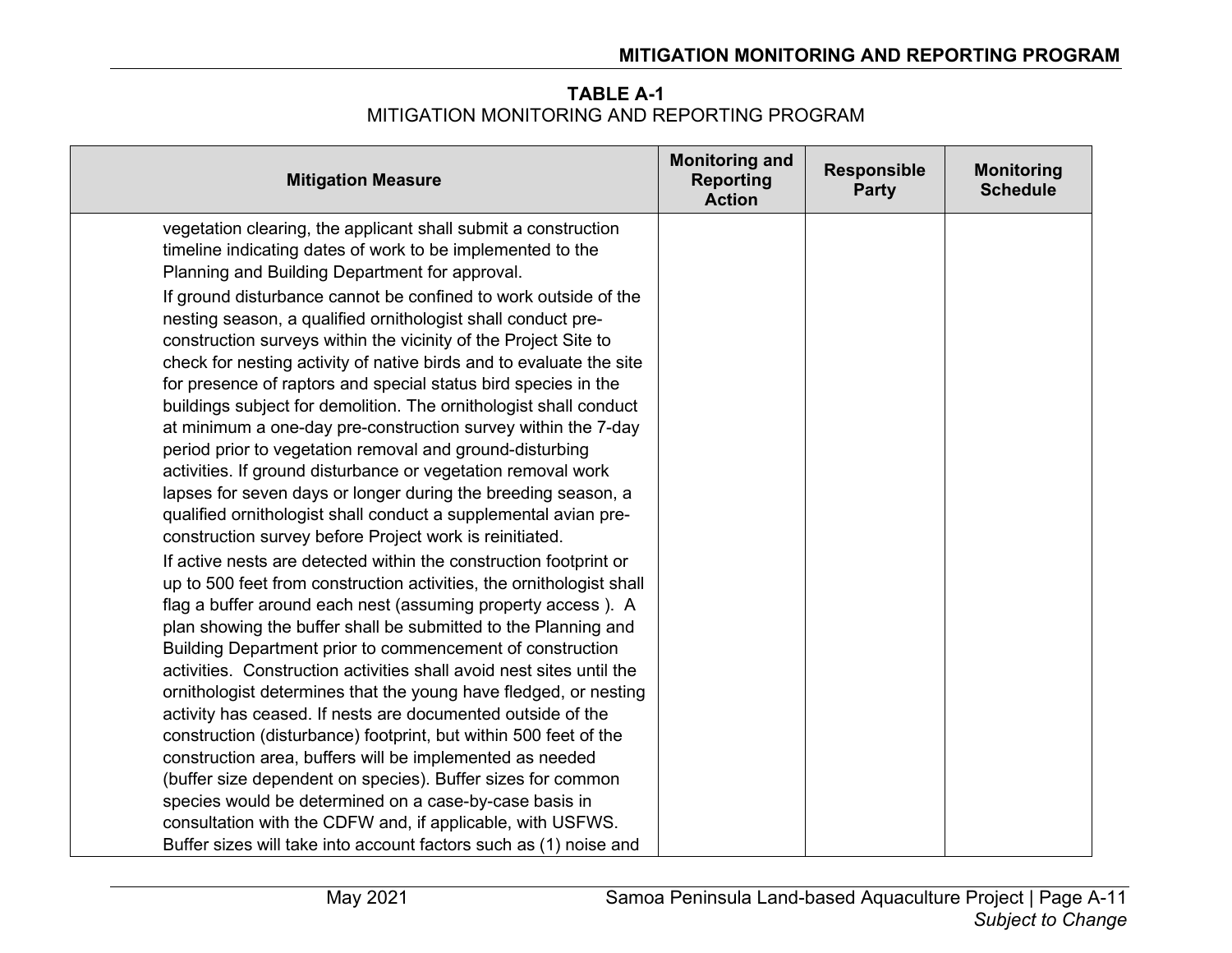**TABLE A-1**
MITIGATION MONITORING AND REPORTING PROGRAM

| Mitigation Measure | Monitoring and Reporting Action | Responsible Party | Monitoring Schedule |
|---|---|---|---|
| vegetation clearing, the applicant shall submit a construction timeline indicating dates of work to be implemented to the Planning and Building Department for approval.<br>If ground disturbance cannot be confined to work outside of the nesting season, a qualified ornithologist shall conduct pre-construction surveys within the vicinity of the Project Site to check for nesting activity of native birds and to evaluate the site for presence of raptors and special status bird species in the buildings subject for demolition. The ornithologist shall conduct at minimum a one-day pre-construction survey within the 7-day period prior to vegetation removal and ground-disturbing activities. If ground disturbance or vegetation removal work lapses for seven days or longer during the breeding season, a qualified ornithologist shall conduct a supplemental avian pre-construction survey before Project work is reinitiated.<br>If active nests are detected within the construction footprint or up to 500 feet from construction activities, the ornithologist shall flag a buffer around each nest (assuming property access ). A plan showing the buffer shall be submitted to the Planning and Building Department prior to commencement of construction activities. Construction activities shall avoid nest sites until the ornithologist determines that the young have fledged, or nesting activity has ceased. If nests are documented outside of the construction (disturbance) footprint, but within 500 feet of the construction area, buffers will be implemented as needed (buffer size dependent on species). Buffer sizes for common species would be determined on a case-by-case basis in consultation with the CDFW and, if applicable, with USFWS. Buffer sizes will take into account factors such as (1) noise and | | | |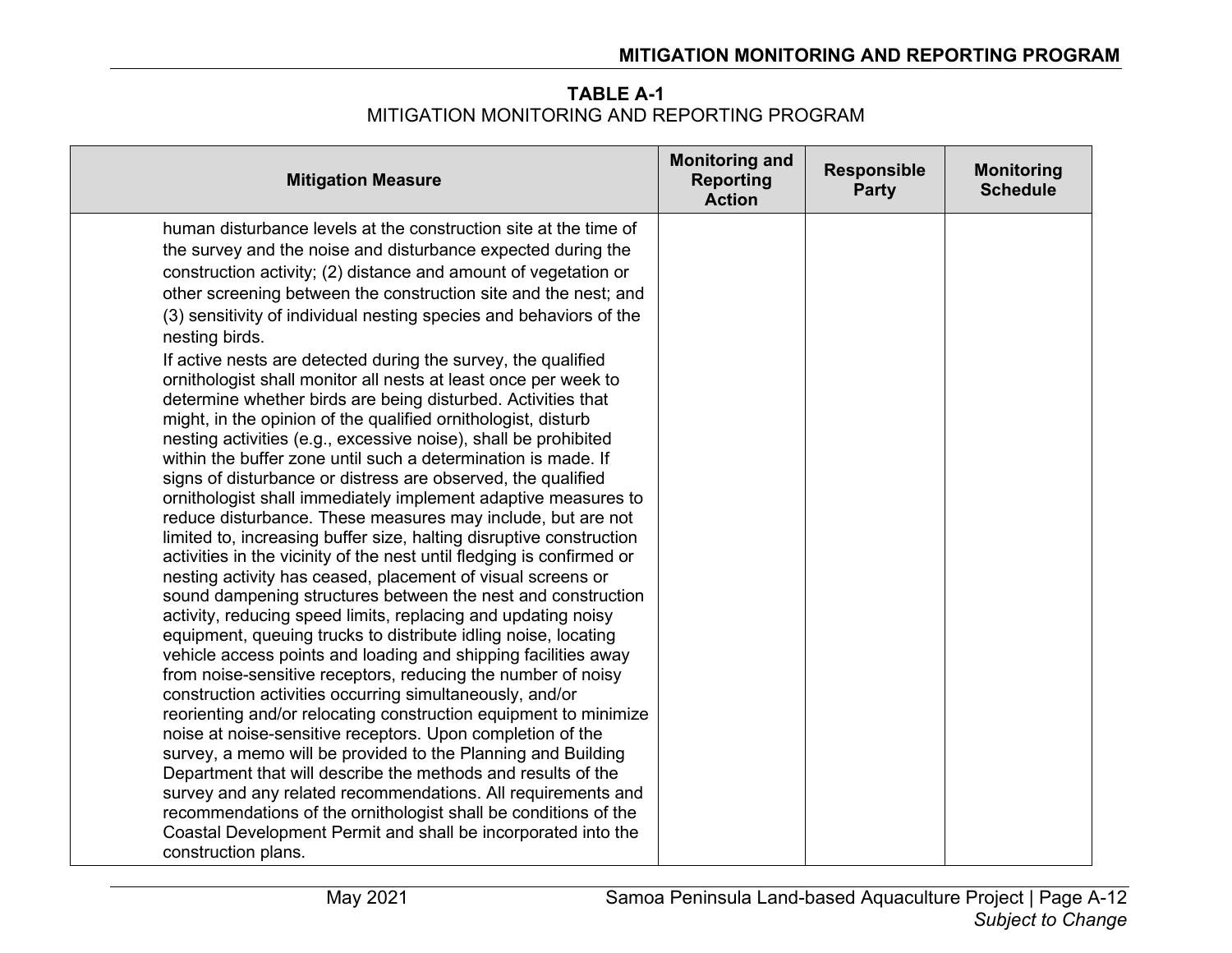**TABLE A-1**
MITIGATION MONITORING AND REPORTING PROGRAM

| Mitigation Measure | Monitoring and Reporting Action | Responsible Party | Monitoring Schedule |
|---|---|---|---|
| human disturbance levels at the construction site at the time of the survey and the noise and disturbance expected during the construction activity; (2) distance and amount of vegetation or other screening between the construction site and the nest; and (3) sensitivity of individual nesting species and behaviors of the nesting birds.<br>If active nests are detected during the survey, the qualified ornithologist shall monitor all nests at least once per week to determine whether birds are being disturbed. Activities that might, in the opinion of the qualified ornithologist, disturb nesting activities (e.g., excessive noise), shall be prohibited within the buffer zone until such a determination is made. If signs of disturbance or distress are observed, the qualified ornithologist shall immediately implement adaptive measures to reduce disturbance. These measures may include, but are not limited to, increasing buffer size, halting disruptive construction activities in the vicinity of the nest until fledging is confirmed or nesting activity has ceased, placement of visual screens or sound dampening structures between the nest and construction activity, reducing speed limits, replacing and updating noisy equipment, queuing trucks to distribute idling noise, locating vehicle access points and loading and shipping facilities away from noise-sensitive receptors, reducing the number of noisy construction activities occurring simultaneously, and/or reorienting and/or relocating construction equipment to minimize noise at noise-sensitive receptors. Upon completion of the survey, a memo will be provided to the Planning and Building Department that will describe the methods and results of the survey and any related recommendations. All requirements and recommendations of the ornithologist shall be conditions of the Coastal Development Permit and shall be incorporated into the construction plans. | | | |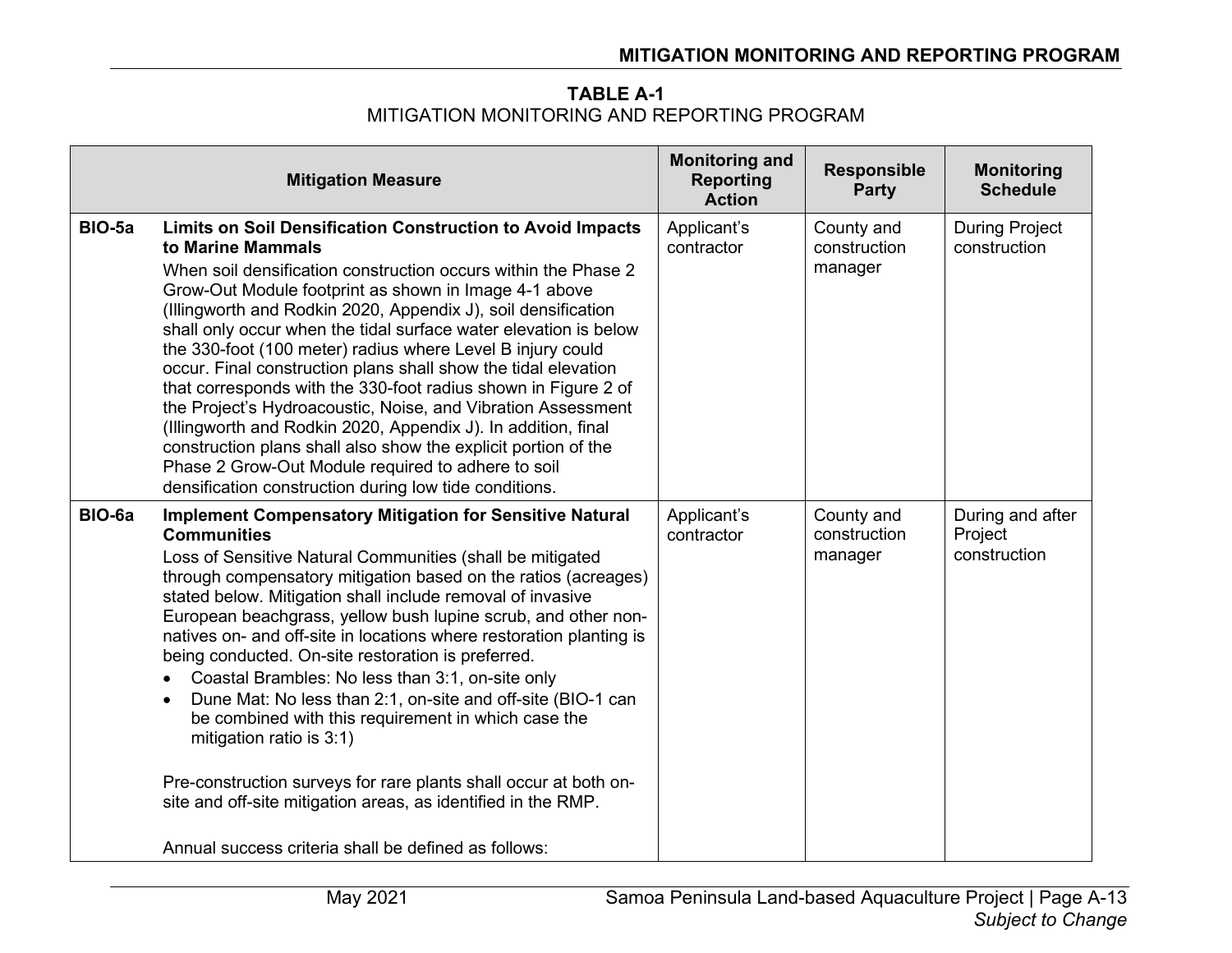**TABLE A-1**
MITIGATION MONITORING AND REPORTING PROGRAM

| Mitigation Measure | | Monitoring and Reporting Action | Responsible Party | Monitoring Schedule |
|---|---|---|---|---|
| **BIO-5a** | **Limits on Soil Densification Construction to Avoid Impacts to Marine Mammals**<br>When soil densification construction occurs within the Phase 2 Grow-Out Module footprint as shown in Image 4-1 above (Illingworth and Rodkin 2020, Appendix J), soil densification shall only occur when the tidal surface water elevation is below the 330-foot (100 meter) radius where Level B injury could occur. Final construction plans shall show the tidal elevation that corresponds with the 330-foot radius shown in Figure 2 of the Project's Hydroacoustic, Noise, and Vibration Assessment (Illingworth and Rodkin 2020, Appendix J). In addition, final construction plans shall also show the explicit portion of the Phase 2 Grow-Out Module required to adhere to soil densification construction during low tide conditions. | Applicant's contractor | County and construction manager | During Project construction |
| **BIO-6a** | **Implement Compensatory Mitigation for Sensitive Natural Communities**<br>Loss of Sensitive Natural Communities (shall be mitigated through compensatory mitigation based on the ratios (acreages) stated below. Mitigation shall include removal of invasive European beachgrass, yellow bush lupine scrub, and other non-natives on- and off-site in locations where restoration planting is being conducted. On-site restoration is preferred.<br>• Coastal Brambles: No less than 3:1, on-site only<br>• Dune Mat: No less than 2:1, on-site and off-site (BIO-1 can be combined with this requirement in which case the mitigation ratio is 3:1)<br><br>Pre-construction surveys for rare plants shall occur at both on-site and off-site mitigation areas, as identified in the RMP.<br><br>Annual success criteria shall be defined as follows: | Applicant's contractor | County and construction manager | During and after Project construction |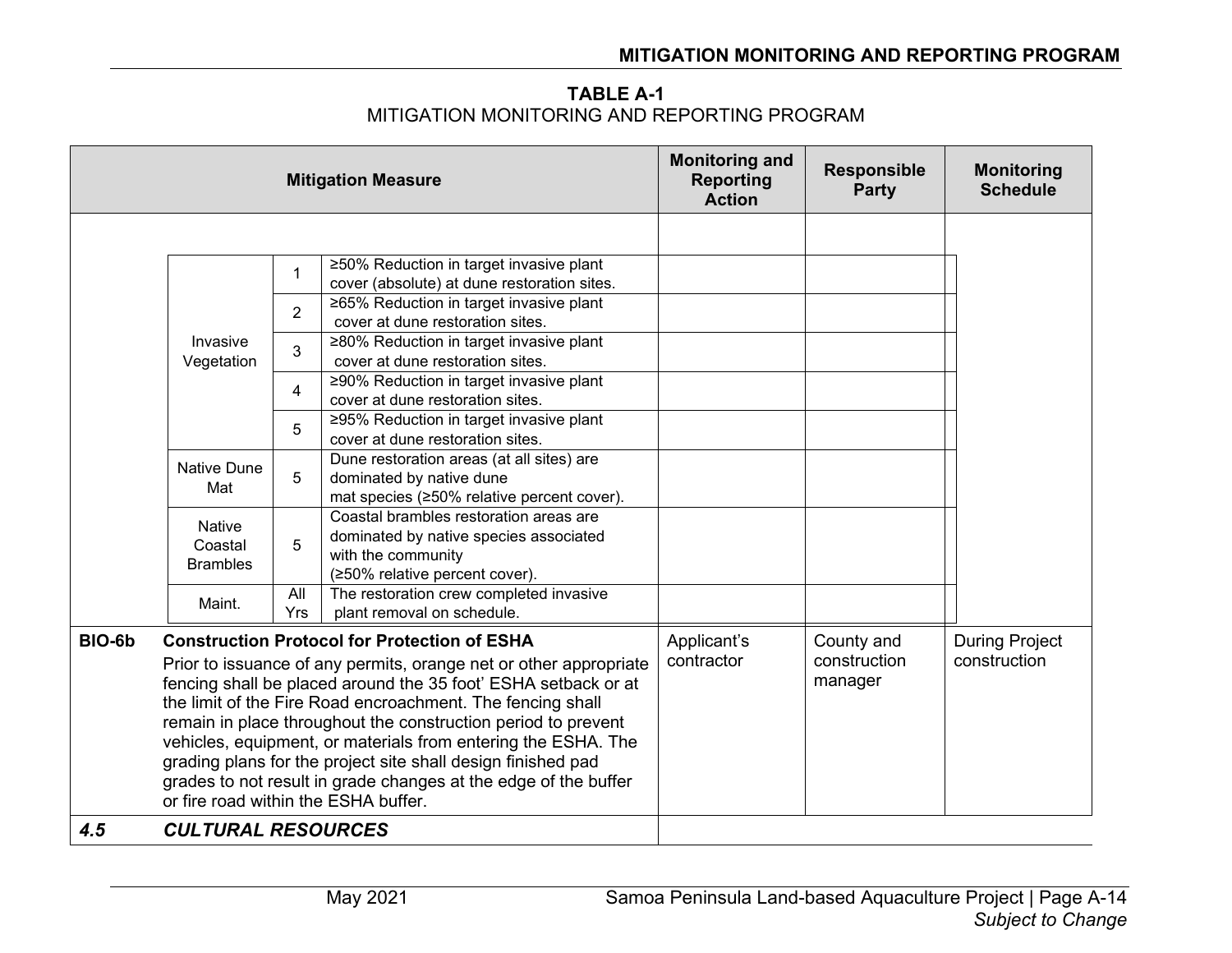**TABLE A-1**
MITIGATION MONITORING AND REPORTING PROGRAM

| Mitigation Measure | | | | Monitoring and Reporting Action | Responsible Party | Monitoring Schedule |
|---|---|---|---|---|---|---|
| | Invasive Vegetation | 1 | ≥50% Reduction in target invasive plant cover (absolute) at dune restoration sites. | | | |
| | | 2 | ≥65% Reduction in target invasive plant cover at dune restoration sites. | | | |
| | | 3 | ≥80% Reduction in target invasive plant cover at dune restoration sites. | | | |
| | | 4 | ≥90% Reduction in target invasive plant cover at dune restoration sites. | | | |
| | | 5 | ≥95% Reduction in target invasive plant cover at dune restoration sites. | | | |
| | Native Dune Mat | 5 | Dune restoration areas (at all sites) are dominated by native dune mat species (≥50% relative percent cover). | | | |
| | Native Coastal Brambles | 5 | Coastal brambles restoration areas are dominated by native species associated with the community (≥50% relative percent cover). | | | |
| | Maint. | All Yrs | The restoration crew completed invasive plant removal on schedule. | | | |
| **BIO-6b** | **Construction Protocol for Protection of ESHA**<br>Prior to issuance of any permits, orange net or other appropriate fencing shall be placed around the 35 foot' ESHA setback or at the limit of the Fire Road encroachment. The fencing shall remain in place throughout the construction period to prevent vehicles, equipment, or materials from entering the ESHA. The grading plans for the project site shall design finished pad grades to not result in grade changes at the edge of the buffer or fire road within the ESHA buffer. | | | Applicant's contractor | County and construction manager | During Project construction |
| ***4.5*** | ***CULTURAL RESOURCES*** | | | | | |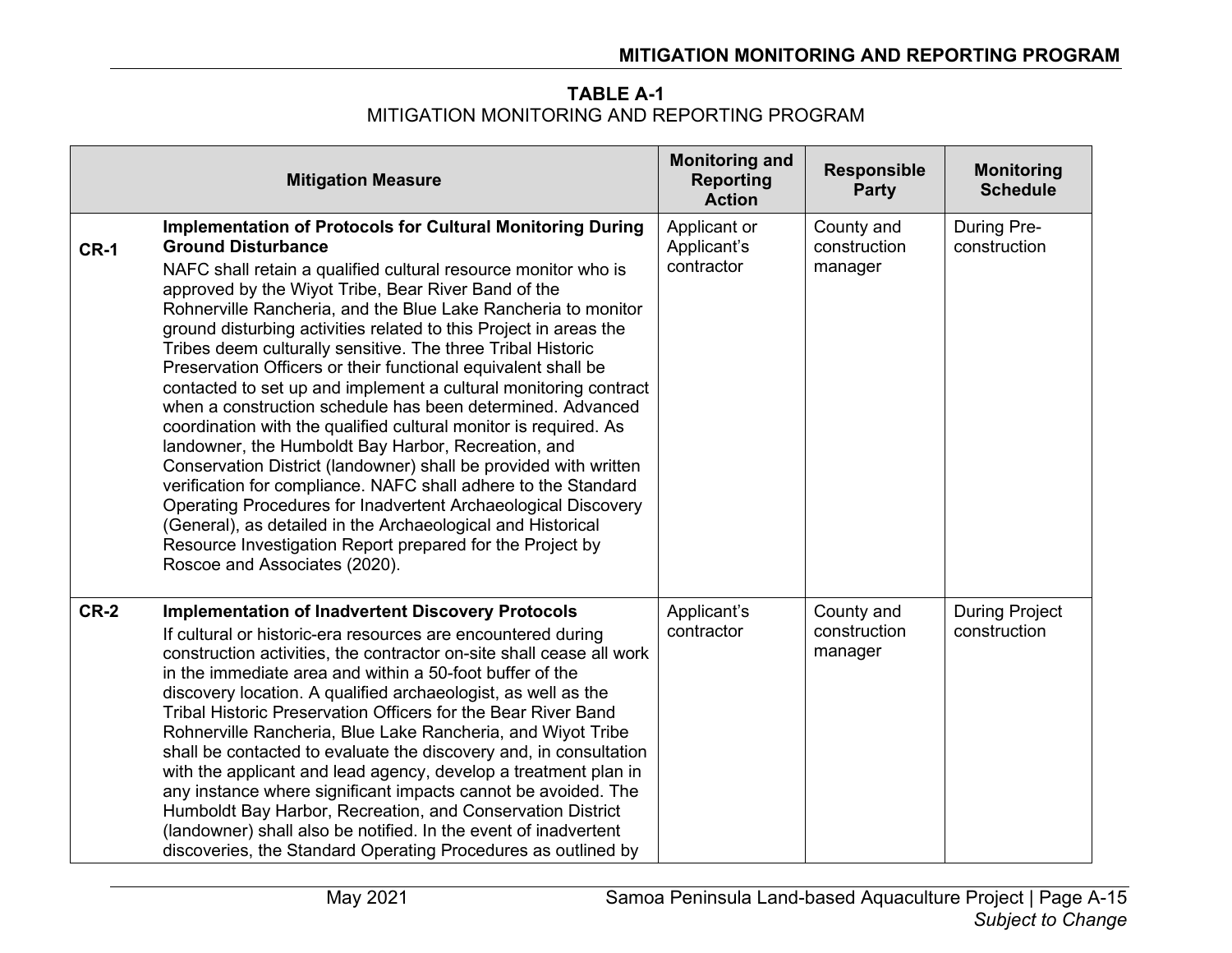**TABLE A-1**
MITIGATION MONITORING AND REPORTING PROGRAM

| Mitigation Measure | | Monitoring and Reporting Action | Responsible Party | Monitoring Schedule |
|---|---|---|---|---|
| **CR-1** | **Implementation of Protocols for Cultural Monitoring During Ground Disturbance** NAFC shall retain a qualified cultural resource monitor who is approved by the Wiyot Tribe, Bear River Band of the Rohnerville Rancheria, and the Blue Lake Rancheria to monitor ground disturbing activities related to this Project in areas the Tribes deem culturally sensitive. The three Tribal Historic Preservation Officers or their functional equivalent shall be contacted to set up and implement a cultural monitoring contract when a construction schedule has been determined. Advanced coordination with the qualified cultural monitor is required. As landowner, the Humboldt Bay Harbor, Recreation, and Conservation District (landowner) shall be provided with written verification for compliance. NAFC shall adhere to the Standard Operating Procedures for Inadvertent Archaeological Discovery (General), as detailed in the Archaeological and Historical Resource Investigation Report prepared for the Project by Roscoe and Associates (2020). | Applicant or Applicant's contractor | County and construction manager | During Pre-construction |
| **CR-2** | **Implementation of Inadvertent Discovery Protocols** If cultural or historic-era resources are encountered during construction activities, the contractor on-site shall cease all work in the immediate area and within a 50-foot buffer of the discovery location. A qualified archaeologist, as well as the Tribal Historic Preservation Officers for the Bear River Band Rohnerville Rancheria, Blue Lake Rancheria, and Wiyot Tribe shall be contacted to evaluate the discovery and, in consultation with the applicant and lead agency, develop a treatment plan in any instance where significant impacts cannot be avoided. The Humboldt Bay Harbor, Recreation, and Conservation District (landowner) shall also be notified. In the event of inadvertent discoveries, the Standard Operating Procedures as outlined by | Applicant's contractor | County and construction manager | During Project construction |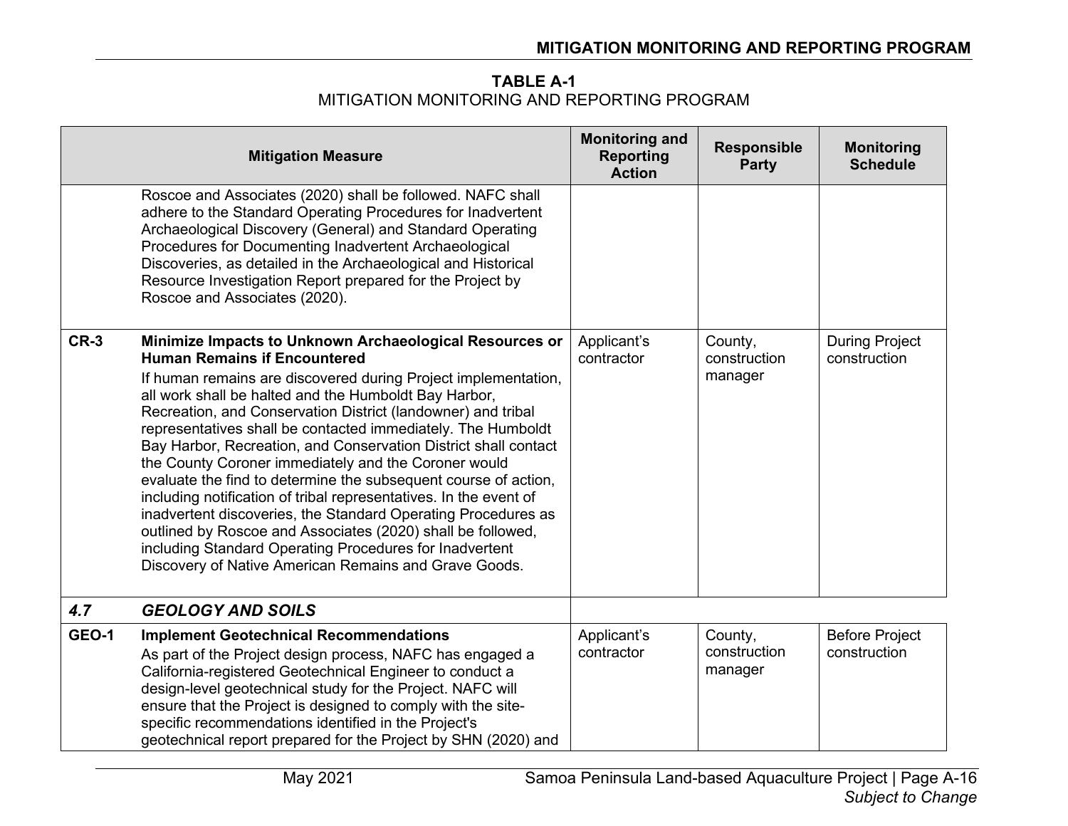**TABLE A-1**
MITIGATION MONITORING AND REPORTING PROGRAM

| | Mitigation Measure | Monitoring and Reporting Action | Responsible Party | Monitoring Schedule |
|---|---|---|---|---|
| | Roscoe and Associates (2020) shall be followed. NAFC shall adhere to the Standard Operating Procedures for Inadvertent Archaeological Discovery (General) and Standard Operating Procedures for Documenting Inadvertent Archaeological Discoveries, as detailed in the Archaeological and Historical Resource Investigation Report prepared for the Project by Roscoe and Associates (2020). | | | |
| **CR-3** | **Minimize Impacts to Unknown Archaeological Resources or Human Remains if Encountered** If human remains are discovered during Project implementation, all work shall be halted and the Humboldt Bay Harbor, Recreation, and Conservation District (landowner) and tribal representatives shall be contacted immediately. The Humboldt Bay Harbor, Recreation, and Conservation District shall contact the County Coroner immediately and the Coroner would evaluate the find to determine the subsequent course of action, including notification of tribal representatives. In the event of inadvertent discoveries, the Standard Operating Procedures as outlined by Roscoe and Associates (2020) shall be followed, including Standard Operating Procedures for Inadvertent Discovery of Native American Remains and Grave Goods. | Applicant's contractor | County, construction manager | During Project construction |
| ***4.7*** | ***GEOLOGY AND SOILS*** | | | |
| **GEO-1** | **Implement Geotechnical Recommendations** As part of the Project design process, NAFC has engaged a California-registered Geotechnical Engineer to conduct a design-level geotechnical study for the Project. NAFC will ensure that the Project is designed to comply with the site-specific recommendations identified in the Project's geotechnical report prepared for the Project by SHN (2020) and | Applicant's contractor | County, construction manager | Before Project construction |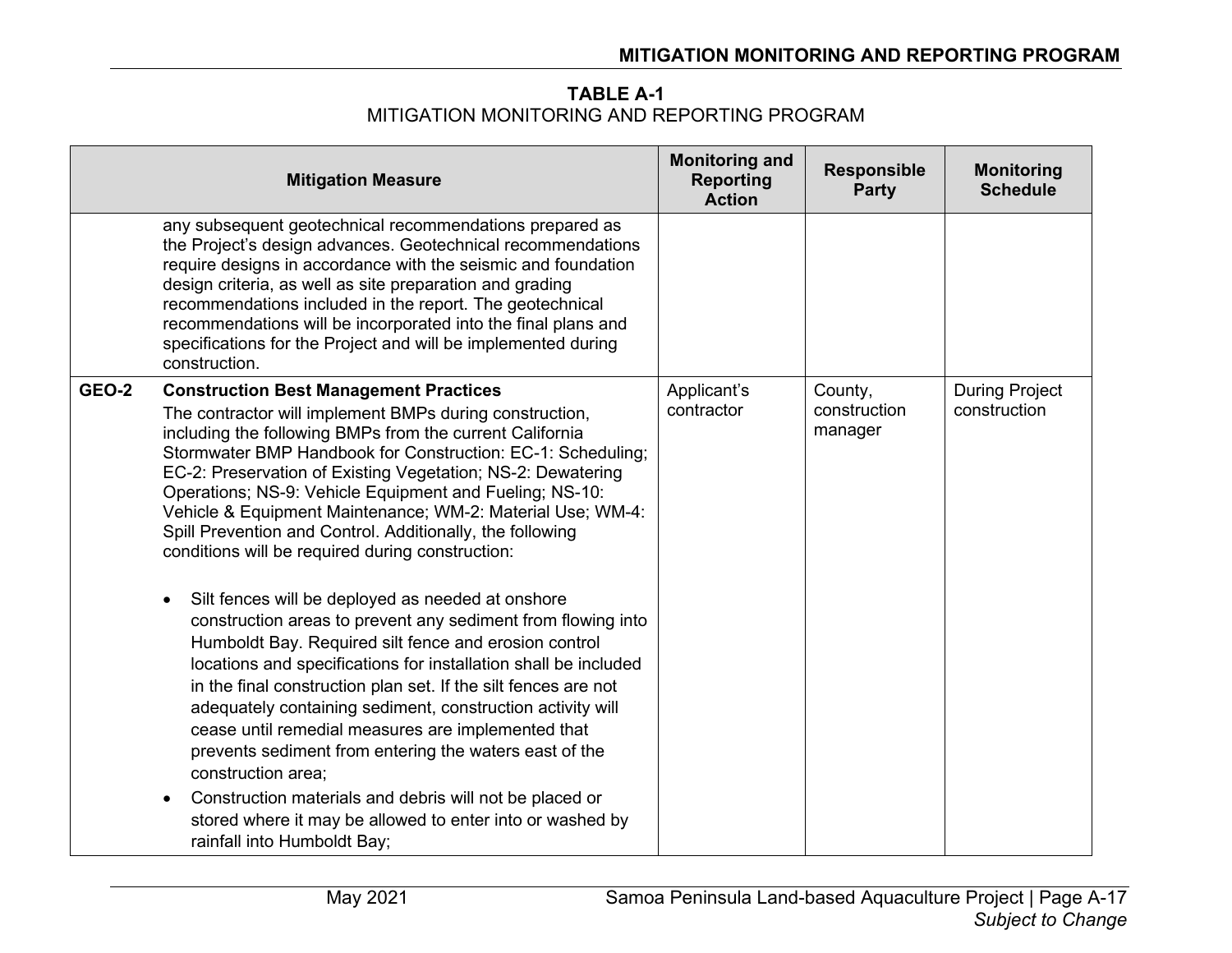**TABLE A-1**
MITIGATION MONITORING AND REPORTING PROGRAM

| | Mitigation Measure | Monitoring and Reporting Action | Responsible Party | Monitoring Schedule |
|---|---|---|---|---|
| | any subsequent geotechnical recommendations prepared as the Project's design advances. Geotechnical recommendations require designs in accordance with the seismic and foundation design criteria, as well as site preparation and grading recommendations included in the report. The geotechnical recommendations will be incorporated into the final plans and specifications for the Project and will be implemented during construction. | | | |
| **GEO-2** | **Construction Best Management Practices**<br>The contractor will implement BMPs during construction, including the following BMPs from the current California Stormwater BMP Handbook for Construction: EC-1: Scheduling; EC-2: Preservation of Existing Vegetation; NS-2: Dewatering Operations; NS-9: Vehicle Equipment and Fueling; NS-10: Vehicle & Equipment Maintenance; WM-2: Material Use; WM-4: Spill Prevention and Control. Additionally, the following conditions will be required during construction:<br><br>• Silt fences will be deployed as needed at onshore construction areas to prevent any sediment from flowing into Humboldt Bay. Required silt fence and erosion control locations and specifications for installation shall be included in the final construction plan set. If the silt fences are not adequately containing sediment, construction activity will cease until remedial measures are implemented that prevents sediment from entering the waters east of the construction area;<br>• Construction materials and debris will not be placed or stored where it may be allowed to enter into or washed by rainfall into Humboldt Bay; | Applicant's contractor | County, construction manager | During Project construction |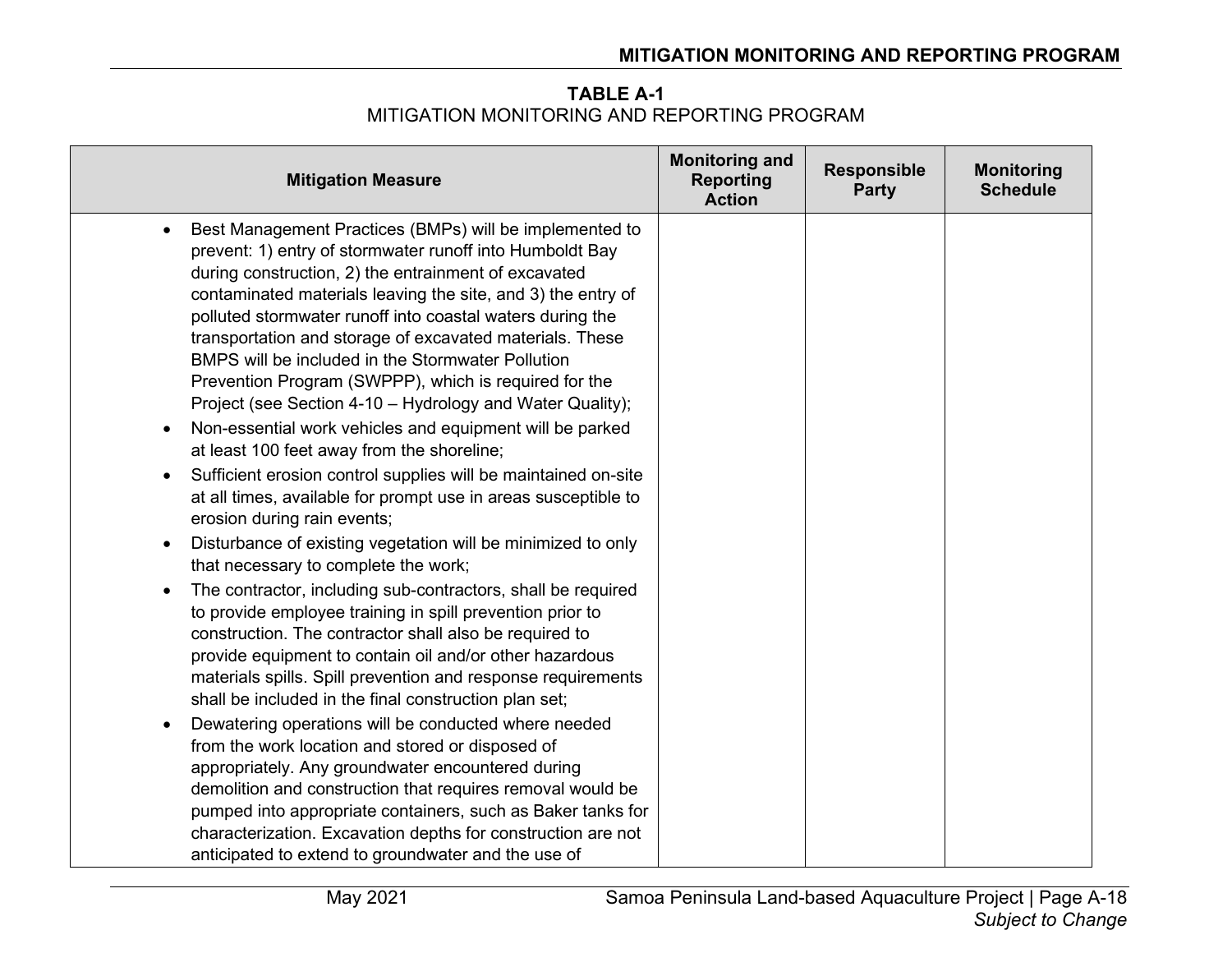**TABLE A-1**
MITIGATION MONITORING AND REPORTING PROGRAM

| Mitigation Measure | Monitoring and Reporting Action | Responsible Party | Monitoring Schedule |
|---|---|---|---|
| • Best Management Practices (BMPs) will be implemented to prevent: 1) entry of stormwater runoff into Humboldt Bay during construction, 2) the entrainment of excavated contaminated materials leaving the site, and 3) the entry of polluted stormwater runoff into coastal waters during the transportation and storage of excavated materials. These BMPS will be included in the Stormwater Pollution Prevention Program (SWPPP), which is required for the Project (see Section 4-10 – Hydrology and Water Quality);<br>• Non-essential work vehicles and equipment will be parked at least 100 feet away from the shoreline;<br>• Sufficient erosion control supplies will be maintained on-site at all times, available for prompt use in areas susceptible to erosion during rain events;<br>• Disturbance of existing vegetation will be minimized to only that necessary to complete the work;<br>• The contractor, including sub-contractors, shall be required to provide employee training in spill prevention prior to construction. The contractor shall also be required to provide equipment to contain oil and/or other hazardous materials spills. Spill prevention and response requirements shall be included in the final construction plan set;<br>• Dewatering operations will be conducted where needed from the work location and stored or disposed of appropriately. Any groundwater encountered during demolition and construction that requires removal would be pumped into appropriate containers, such as Baker tanks for characterization. Excavation depths for construction are not anticipated to extend to groundwater and the use of | | | |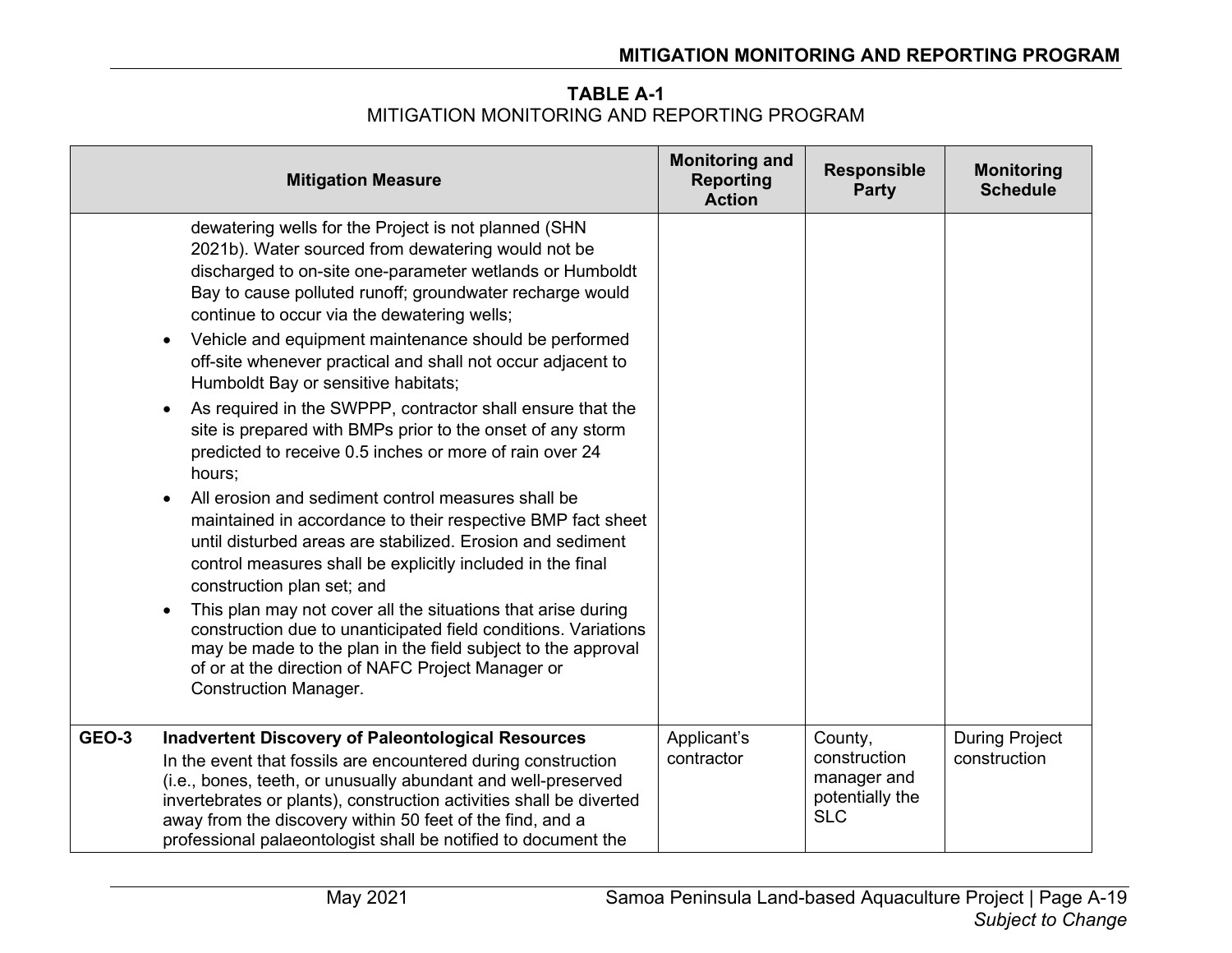**TABLE A-1**
MITIGATION MONITORING AND REPORTING PROGRAM

| | Mitigation Measure | Monitoring and Reporting Action | Responsible Party | Monitoring Schedule |
|---|---|---|---|---|
| | dewatering wells for the Project is not planned (SHN 2021b). Water sourced from dewatering would not be discharged to on-site one-parameter wetlands or Humboldt Bay to cause polluted runoff; groundwater recharge would continue to occur via the dewatering wells;<br>• Vehicle and equipment maintenance should be performed off-site whenever practical and shall not occur adjacent to Humboldt Bay or sensitive habitats;<br>• As required in the SWPPP, contractor shall ensure that the site is prepared with BMPs prior to the onset of any storm predicted to receive 0.5 inches or more of rain over 24 hours;<br>• All erosion and sediment control measures shall be maintained in accordance to their respective BMP fact sheet until disturbed areas are stabilized. Erosion and sediment control measures shall be explicitly included in the final construction plan set; and<br>• This plan may not cover all the situations that arise during construction due to unanticipated field conditions. Variations may be made to the plan in the field subject to the approval of or at the direction of NAFC Project Manager or Construction Manager. | | | |
| **GEO-3** | **Inadvertent Discovery of Paleontological Resources**<br>In the event that fossils are encountered during construction (i.e., bones, teeth, or unusually abundant and well-preserved invertebrates or plants), construction activities shall be diverted away from the discovery within 50 feet of the find, and a professional palaeontologist shall be notified to document the | Applicant's contractor | County, construction manager and potentially the SLC | During Project construction |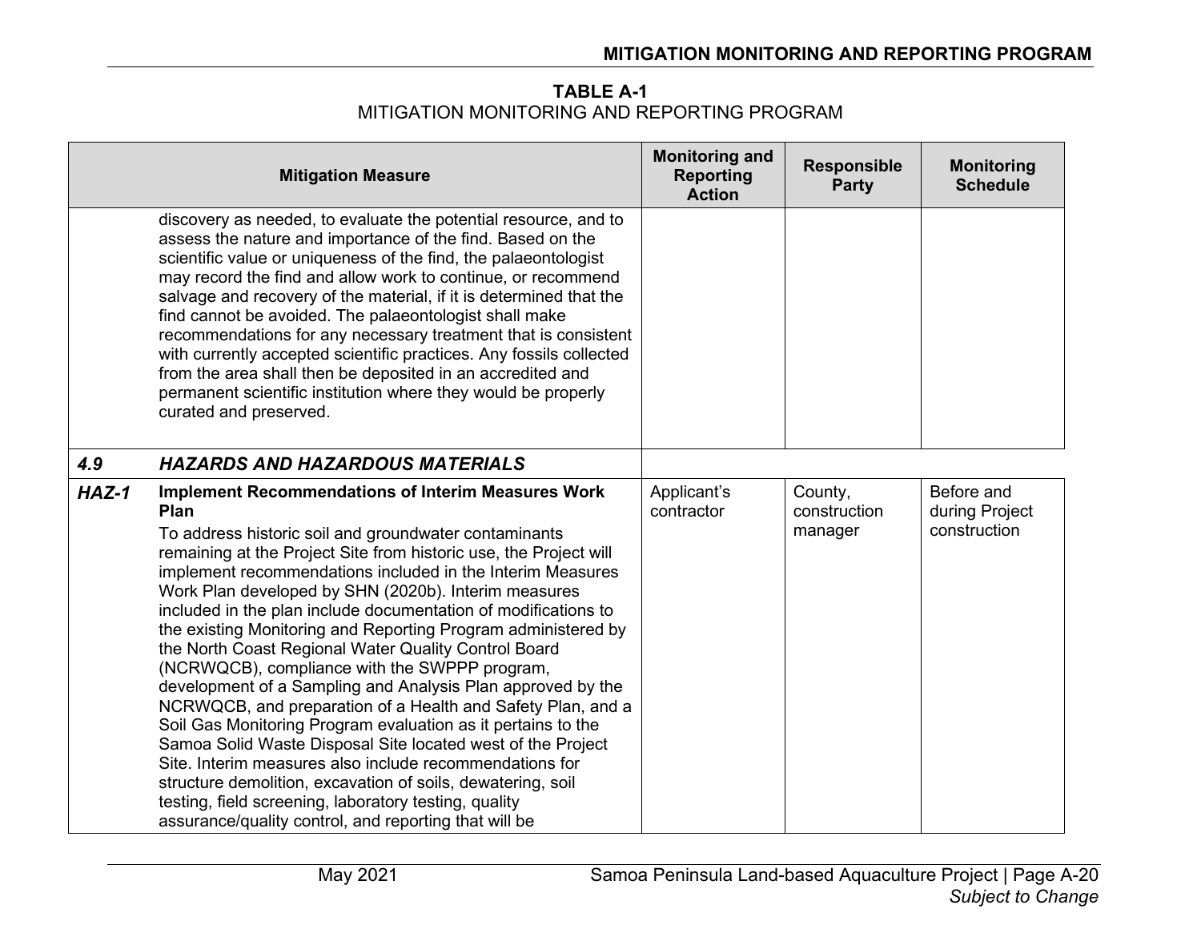**TABLE A-1**
MITIGATION MONITORING AND REPORTING PROGRAM

| | Mitigation Measure | Monitoring and Reporting Action | Responsible Party | Monitoring Schedule |
|---|---|---|---|---|
| | discovery as needed, to evaluate the potential resource, and to assess the nature and importance of the find. Based on the scientific value or uniqueness of the find, the palaeontologist may record the find and allow work to continue, or recommend salvage and recovery of the material, if it is determined that the find cannot be avoided. The palaeontologist shall make recommendations for any necessary treatment that is consistent with currently accepted scientific practices. Any fossils collected from the area shall then be deposited in an accredited and permanent scientific institution where they would be properly curated and preserved. | | | |
| ***4.9*** | ***HAZARDS AND HAZARDOUS MATERIALS*** | | | |
| ***HAZ-1*** | **Implement Recommendations of Interim Measures Work Plan** To address historic soil and groundwater contaminants remaining at the Project Site from historic use, the Project will implement recommendations included in the Interim Measures Work Plan developed by SHN (2020b). Interim measures included in the plan include documentation of modifications to the existing Monitoring and Reporting Program administered by the North Coast Regional Water Quality Control Board (NCRWQCB), compliance with the SWPPP program, development of a Sampling and Analysis Plan approved by the NCRWQCB, and preparation of a Health and Safety Plan, and a Soil Gas Monitoring Program evaluation as it pertains to the Samoa Solid Waste Disposal Site located west of the Project Site. Interim measures also include recommendations for structure demolition, excavation of soils, dewatering, soil testing, field screening, laboratory testing, quality assurance/quality control, and reporting that will be | Applicant's contractor | County, construction manager | Before and during Project construction |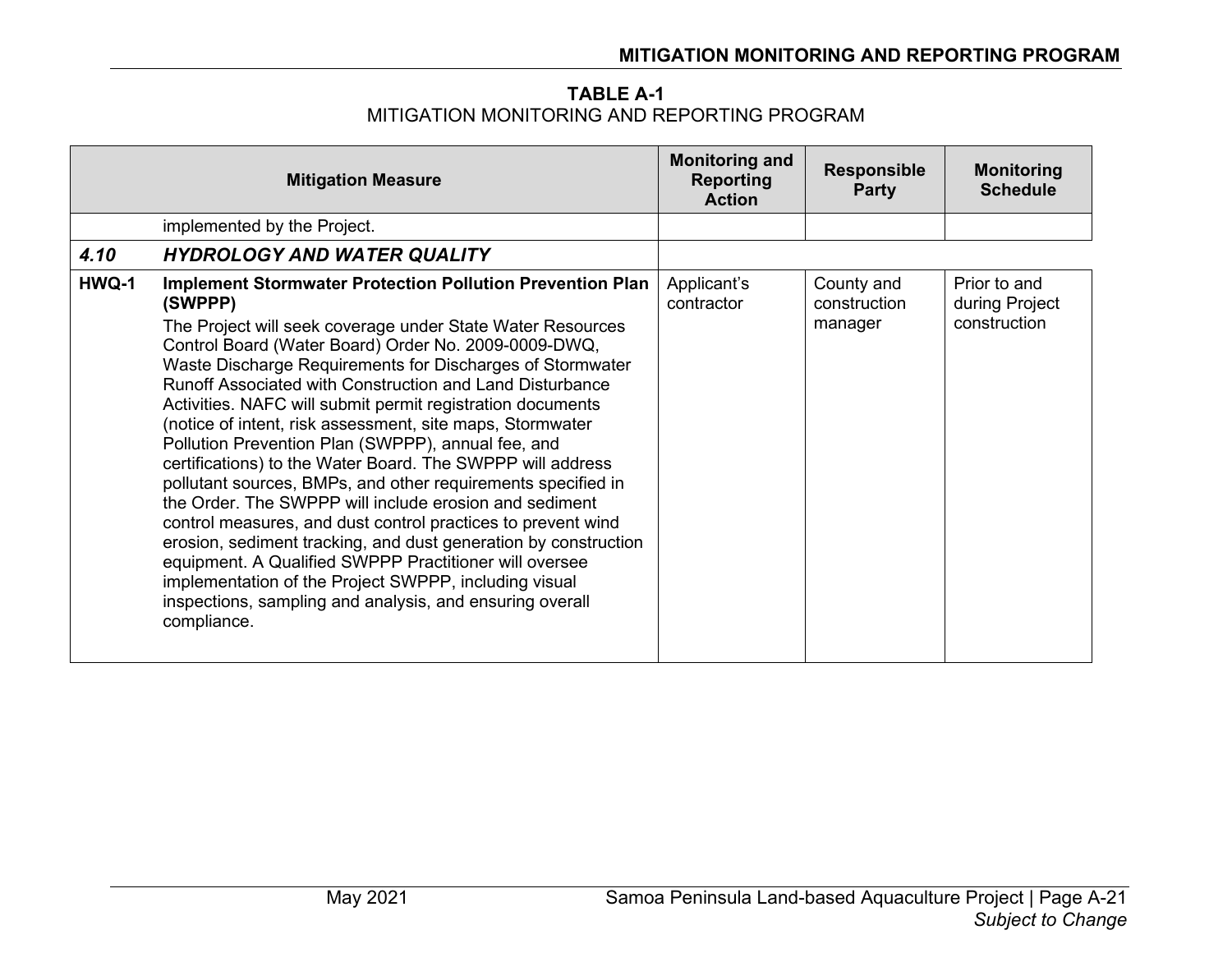**TABLE A-1**
MITIGATION MONITORING AND REPORTING PROGRAM

| | Mitigation Measure | Monitoring and Reporting Action | Responsible Party | Monitoring Schedule |
|---|---|---|---|---|
| | implemented by the Project. | | | |
| ***4.10*** | ***HYDROLOGY AND WATER QUALITY*** | | | |
| **HWQ-1** | **Implement Stormwater Protection Pollution Prevention Plan (SWPPP)** The Project will seek coverage under State Water Resources Control Board (Water Board) Order No. 2009-0009-DWQ, Waste Discharge Requirements for Discharges of Stormwater Runoff Associated with Construction and Land Disturbance Activities. NAFC will submit permit registration documents (notice of intent, risk assessment, site maps, Stormwater Pollution Prevention Plan (SWPPP), annual fee, and certifications) to the Water Board. The SWPPP will address pollutant sources, BMPs, and other requirements specified in the Order. The SWPPP will include erosion and sediment control measures, and dust control practices to prevent wind erosion, sediment tracking, and dust generation by construction equipment. A Qualified SWPPP Practitioner will oversee implementation of the Project SWPPP, including visual inspections, sampling and analysis, and ensuring overall compliance. | Applicant's contractor | County and construction manager | Prior to and during Project construction |